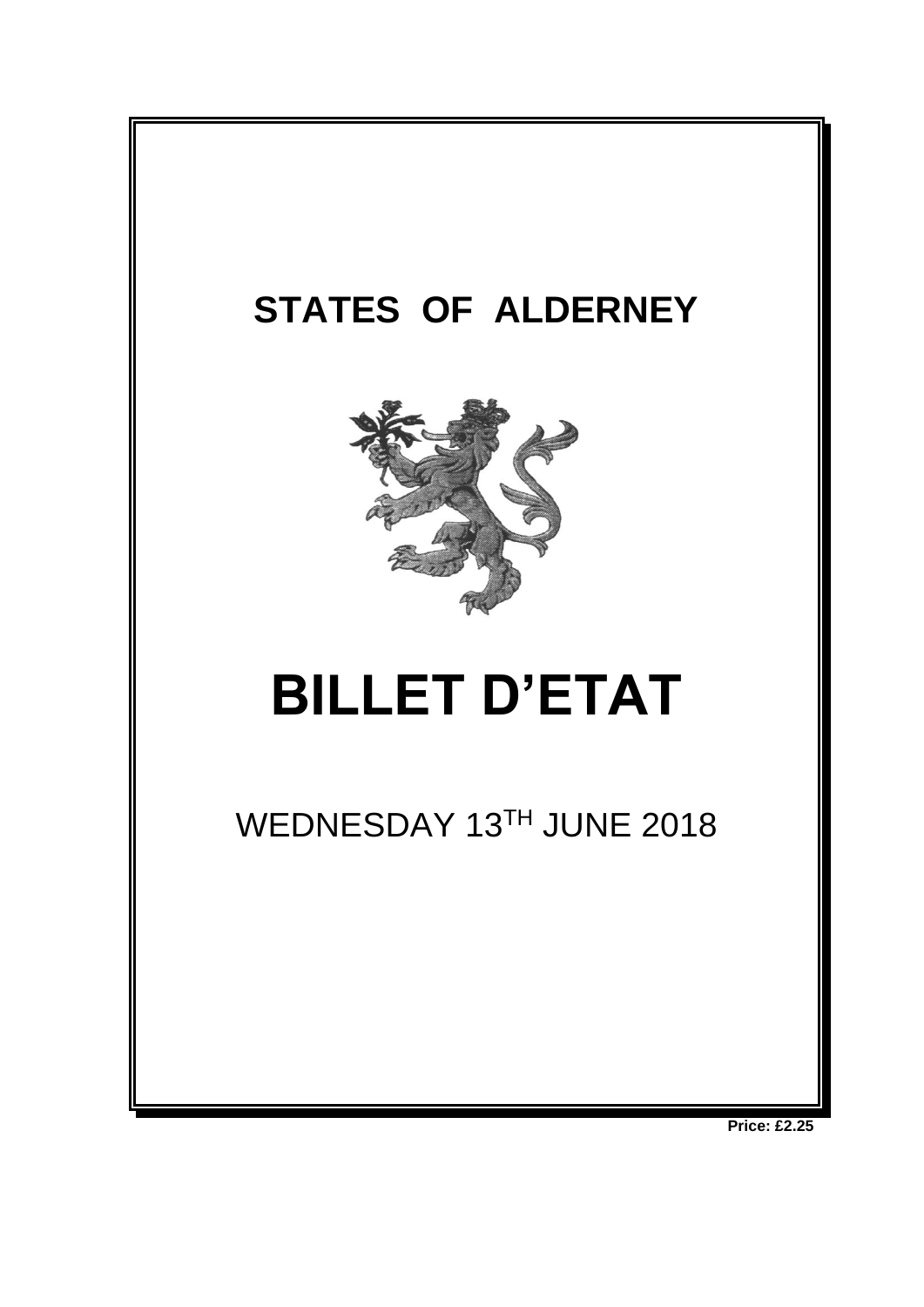# STATES OF ALDERNEY

# BILLET D'ETAT

WEDNESDAY 13TH JUNE 2018

**Price: £2.25**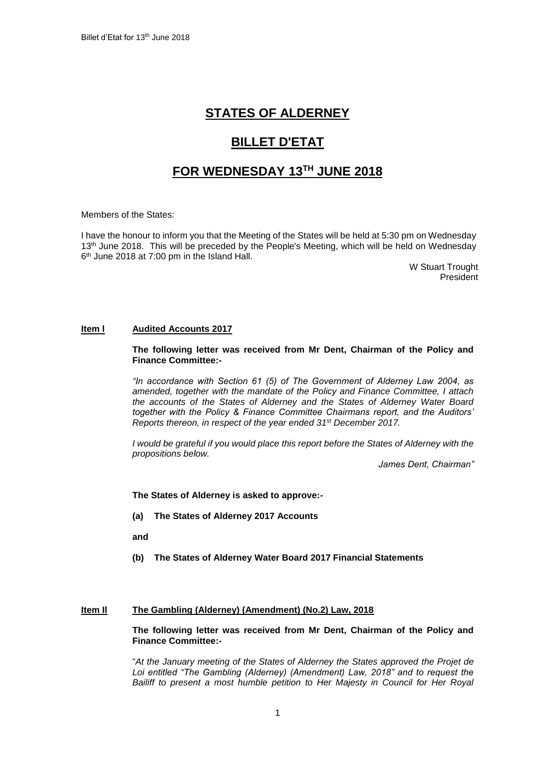# STATES OF ALDERNEY

# BILLET D'ETAT

# FOR WEDNESDAY 13TH JUNE 2018

Members of the States:

I have the honour to inform you that the Meeting of the States will be held at 5:30 pm on Wednesday 13th June 2018. This will be preceded by the People's Meeting, which will be held on Wednesday 6th June 2018 at 7:00 pm in the Island Hall.

W Stuart Trought
President

**Item l** **Audited Accounts 2017**

**The following letter was received from Mr Dent, Chairman of the Policy and Finance Committee:-**

*"In accordance with Section 61 (5) of The Government of Alderney Law 2004, as amended, together with the mandate of the Policy and Finance Committee, I attach the accounts of the States of Alderney and the States of Alderney Water Board together with the Policy & Finance Committee Chairmans report, and the Auditors' Reports thereon, in respect of the year ended 31st December 2017.*

*I would be grateful if you would place this report before the States of Alderney with the propositions below.*

*James Dent, Chairman"*

**The States of Alderney is asked to approve:-**

**(a) The States of Alderney 2017 Accounts**

**and**

**(b) The States of Alderney Water Board 2017 Financial Statements**

**Item ll** **The Gambling (Alderney) (Amendment) (No.2) Law, 2018**

**The following letter was received from Mr Dent, Chairman of the Policy and Finance Committee:-**

"*At the January meeting of the States of Alderney the States approved the Projet de Loi entitled "The Gambling (Alderney) (Amendment) Law, 2018" and to request the Bailiff to present a most humble petition to Her Majesty in Council for Her Royal*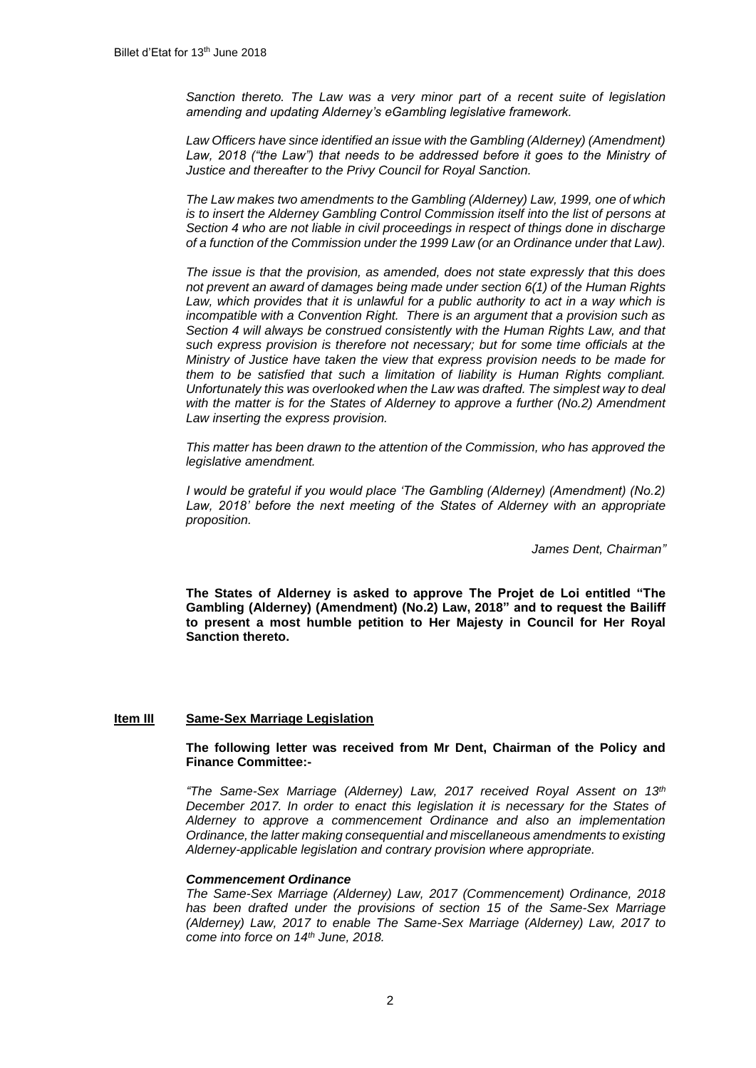*Sanction thereto. The Law was a very minor part of a recent suite of legislation amending and updating Alderney's eGambling legislative framework.*

*Law Officers have since identified an issue with the Gambling (Alderney) (Amendment) Law, 2018 ("the Law") that needs to be addressed before it goes to the Ministry of Justice and thereafter to the Privy Council for Royal Sanction.*

*The Law makes two amendments to the Gambling (Alderney) Law, 1999, one of which is to insert the Alderney Gambling Control Commission itself into the list of persons at Section 4 who are not liable in civil proceedings in respect of things done in discharge of a function of the Commission under the 1999 Law (or an Ordinance under that Law).*

*The issue is that the provision, as amended, does not state expressly that this does not prevent an award of damages being made under section 6(1) of the Human Rights Law, which provides that it is unlawful for a public authority to act in a way which is incompatible with a Convention Right. There is an argument that a provision such as Section 4 will always be construed consistently with the Human Rights Law, and that such express provision is therefore not necessary; but for some time officials at the Ministry of Justice have taken the view that express provision needs to be made for them to be satisfied that such a limitation of liability is Human Rights compliant. Unfortunately this was overlooked when the Law was drafted. The simplest way to deal with the matter is for the States of Alderney to approve a further (No.2) Amendment Law inserting the express provision.*

*This matter has been drawn to the attention of the Commission, who has approved the legislative amendment.*

*I would be grateful if you would place 'The Gambling (Alderney) (Amendment) (No.2) Law, 2018' before the next meeting of the States of Alderney with an appropriate proposition.*

*James Dent, Chairman"*

**The States of Alderney is asked to approve The Projet de Loi entitled "The Gambling (Alderney) (Amendment) (No.2) Law, 2018" and to request the Bailiff to present a most humble petition to Her Majesty in Council for Her Royal Sanction thereto.**

**Item III Same-Sex Marriage Legislation**

**The following letter was received from Mr Dent, Chairman of the Policy and Finance Committee:-**

*"The Same-Sex Marriage (Alderney) Law, 2017 received Royal Assent on 13th December 2017. In order to enact this legislation it is necessary for the States of Alderney to approve a commencement Ordinance and also an implementation Ordinance, the latter making consequential and miscellaneous amendments to existing Alderney-applicable legislation and contrary provision where appropriate.*

***Commencement Ordinance***

*The Same-Sex Marriage (Alderney) Law, 2017 (Commencement) Ordinance, 2018 has been drafted under the provisions of section 15 of the Same-Sex Marriage (Alderney) Law, 2017 to enable The Same-Sex Marriage (Alderney) Law, 2017 to come into force on 14th June, 2018.*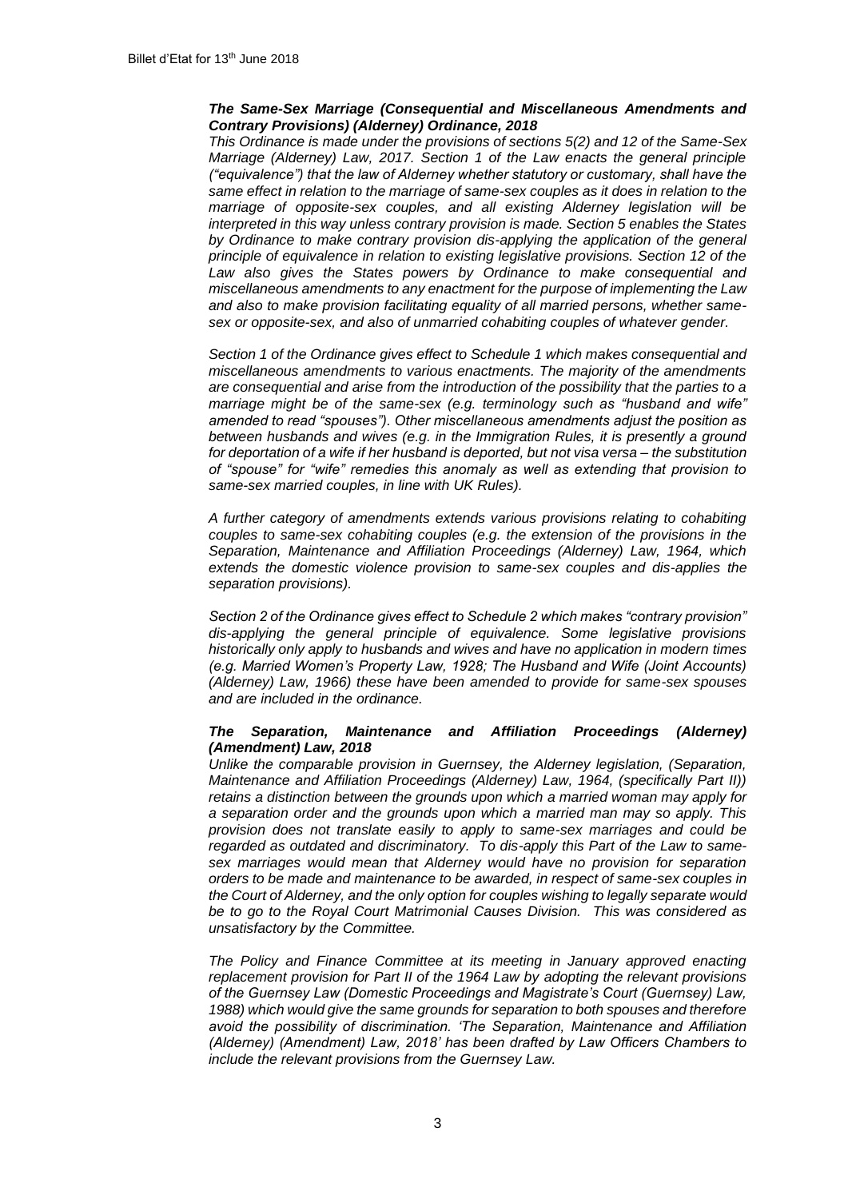***The Same-Sex Marriage (Consequential and Miscellaneous Amendments and Contrary Provisions) (Alderney) Ordinance, 2018***

*This Ordinance is made under the provisions of sections 5(2) and 12 of the Same-Sex Marriage (Alderney) Law, 2017. Section 1 of the Law enacts the general principle ("equivalence") that the law of Alderney whether statutory or customary, shall have the same effect in relation to the marriage of same-sex couples as it does in relation to the marriage of opposite-sex couples, and all existing Alderney legislation will be interpreted in this way unless contrary provision is made. Section 5 enables the States by Ordinance to make contrary provision dis-applying the application of the general principle of equivalence in relation to existing legislative provisions. Section 12 of the Law also gives the States powers by Ordinance to make consequential and miscellaneous amendments to any enactment for the purpose of implementing the Law and also to make provision facilitating equality of all married persons, whether same-sex or opposite-sex, and also of unmarried cohabiting couples of whatever gender.*

*Section 1 of the Ordinance gives effect to Schedule 1 which makes consequential and miscellaneous amendments to various enactments. The majority of the amendments are consequential and arise from the introduction of the possibility that the parties to a marriage might be of the same-sex (e.g. terminology such as "husband and wife" amended to read "spouses"). Other miscellaneous amendments adjust the position as between husbands and wives (e.g. in the Immigration Rules, it is presently a ground for deportation of a wife if her husband is deported, but not visa versa – the substitution of "spouse" for "wife" remedies this anomaly as well as extending that provision to same-sex married couples, in line with UK Rules).*

*A further category of amendments extends various provisions relating to cohabiting couples to same-sex cohabiting couples (e.g. the extension of the provisions in the Separation, Maintenance and Affiliation Proceedings (Alderney) Law, 1964, which extends the domestic violence provision to same-sex couples and dis-applies the separation provisions).*

*Section 2 of the Ordinance gives effect to Schedule 2 which makes "contrary provision" dis-applying the general principle of equivalence. Some legislative provisions historically only apply to husbands and wives and have no application in modern times (e.g. Married Women's Property Law, 1928; The Husband and Wife (Joint Accounts) (Alderney) Law, 1966) these have been amended to provide for same-sex spouses and are included in the ordinance.*

***The Separation, Maintenance and Affiliation Proceedings (Alderney) (Amendment) Law, 2018***

*Unlike the comparable provision in Guernsey, the Alderney legislation, (Separation, Maintenance and Affiliation Proceedings (Alderney) Law, 1964, (specifically Part II)) retains a distinction between the grounds upon which a married woman may apply for a separation order and the grounds upon which a married man may so apply. This provision does not translate easily to apply to same-sex marriages and could be regarded as outdated and discriminatory. To dis-apply this Part of the Law to same-sex marriages would mean that Alderney would have no provision for separation orders to be made and maintenance to be awarded, in respect of same-sex couples in the Court of Alderney, and the only option for couples wishing to legally separate would be to go to the Royal Court Matrimonial Causes Division. This was considered as unsatisfactory by the Committee.*

*The Policy and Finance Committee at its meeting in January approved enacting replacement provision for Part II of the 1964 Law by adopting the relevant provisions of the Guernsey Law (Domestic Proceedings and Magistrate's Court (Guernsey) Law, 1988) which would give the same grounds for separation to both spouses and therefore avoid the possibility of discrimination. 'The Separation, Maintenance and Affiliation (Alderney) (Amendment) Law, 2018' has been drafted by Law Officers Chambers to include the relevant provisions from the Guernsey Law.*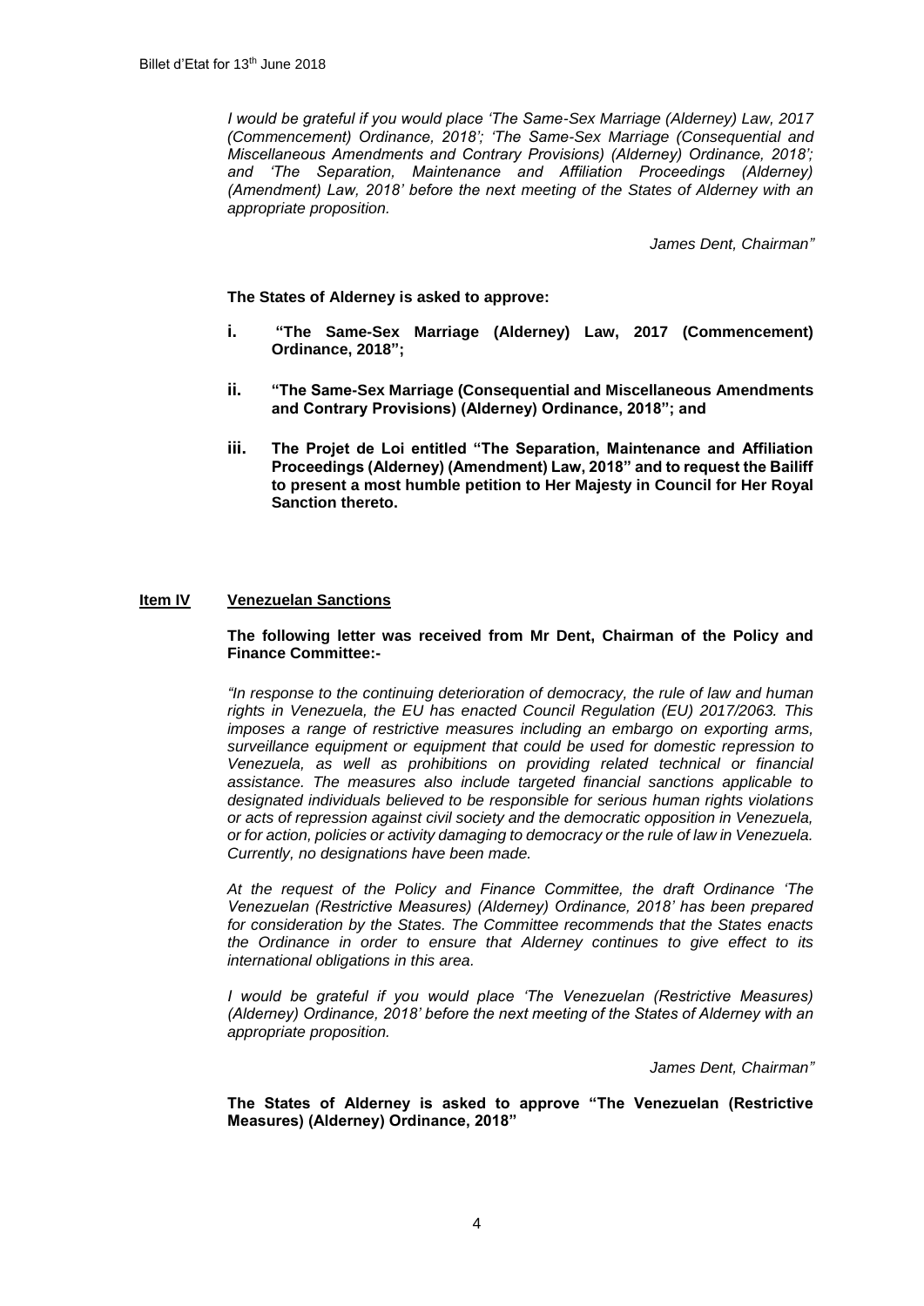*I would be grateful if you would place 'The Same-Sex Marriage (Alderney) Law, 2017 (Commencement) Ordinance, 2018'; 'The Same-Sex Marriage (Consequential and Miscellaneous Amendments and Contrary Provisions) (Alderney) Ordinance, 2018'; and 'The Separation, Maintenance and Affiliation Proceedings (Alderney) (Amendment) Law, 2018' before the next meeting of the States of Alderney with an appropriate proposition.*

*James Dent, Chairman"*

**The States of Alderney is asked to approve:**

- **i.** **"The Same-Sex Marriage (Alderney) Law, 2017 (Commencement) Ordinance, 2018";**
- **ii.** **"The Same-Sex Marriage (Consequential and Miscellaneous Amendments and Contrary Provisions) (Alderney) Ordinance, 2018"; and**
- **iii.** **The Projet de Loi entitled "The Separation, Maintenance and Affiliation Proceedings (Alderney) (Amendment) Law, 2018" and to request the Bailiff to present a most humble petition to Her Majesty in Council for Her Royal Sanction thereto.**

## Item IV Venezuelan Sanctions

**The following letter was received from Mr Dent, Chairman of the Policy and Finance Committee:-**

*"In response to the continuing deterioration of democracy, the rule of law and human rights in Venezuela, the EU has enacted Council Regulation (EU) 2017/2063. This imposes a range of restrictive measures including an embargo on exporting arms, surveillance equipment or equipment that could be used for domestic repression to Venezuela, as well as prohibitions on providing related technical or financial assistance. The measures also include targeted financial sanctions applicable to designated individuals believed to be responsible for serious human rights violations or acts of repression against civil society and the democratic opposition in Venezuela, or for action, policies or activity damaging to democracy or the rule of law in Venezuela. Currently, no designations have been made.*

*At the request of the Policy and Finance Committee, the draft Ordinance 'The Venezuelan (Restrictive Measures) (Alderney) Ordinance, 2018' has been prepared for consideration by the States. The Committee recommends that the States enacts the Ordinance in order to ensure that Alderney continues to give effect to its international obligations in this area.*

*I would be grateful if you would place 'The Venezuelan (Restrictive Measures) (Alderney) Ordinance, 2018' before the next meeting of the States of Alderney with an appropriate proposition.*

*James Dent, Chairman"*

**The States of Alderney is asked to approve "The Venezuelan (Restrictive Measures) (Alderney) Ordinance, 2018"**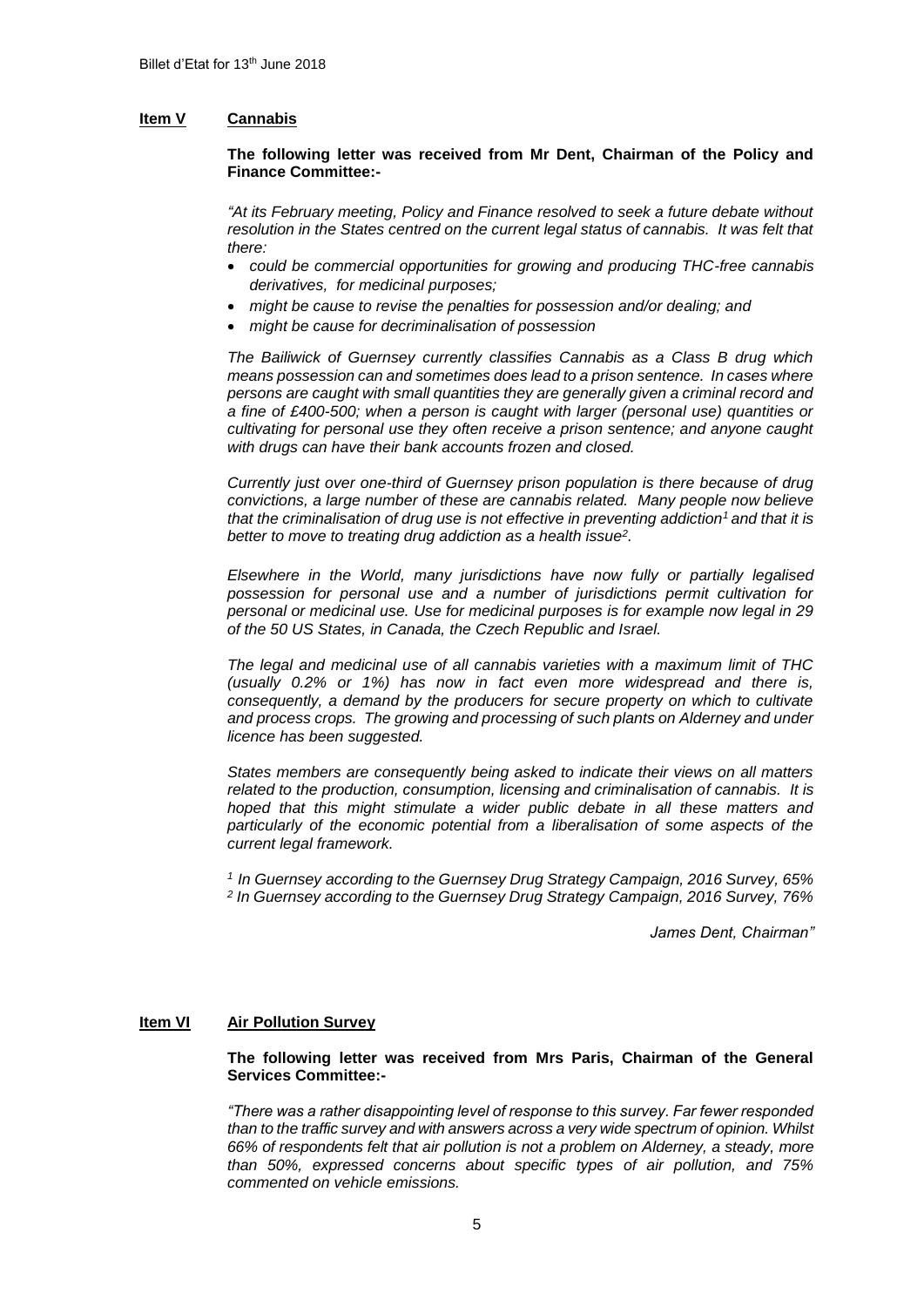## Item V Cannabis

**The following letter was received from Mr Dent, Chairman of the Policy and Finance Committee:-**

*"At its February meeting, Policy and Finance resolved to seek a future debate without resolution in the States centred on the current legal status of cannabis. It was felt that there:*

- *could be commercial opportunities for growing and producing THC-free cannabis derivatives, for medicinal purposes;*
- *might be cause to revise the penalties for possession and/or dealing; and*
- *might be cause for decriminalisation of possession*

*The Bailiwick of Guernsey currently classifies Cannabis as a Class B drug which means possession can and sometimes does lead to a prison sentence. In cases where persons are caught with small quantities they are generally given a criminal record and a fine of £400-500; when a person is caught with larger (personal use) quantities or cultivating for personal use they often receive a prison sentence; and anyone caught with drugs can have their bank accounts frozen and closed.*

*Currently just over one-third of Guernsey prison population is there because of drug convictions, a large number of these are cannabis related. Many people now believe that the criminalisation of drug use is not effective in preventing addiction[1] and that it is better to move to treating drug addiction as a health issue[2].*

*Elsewhere in the World, many jurisdictions have now fully or partially legalised possession for personal use and a number of jurisdictions permit cultivation for personal or medicinal use. Use for medicinal purposes is for example now legal in 29 of the 50 US States, in Canada, the Czech Republic and Israel.*

*The legal and medicinal use of all cannabis varieties with a maximum limit of THC (usually 0.2% or 1%) has now in fact even more widespread and there is, consequently, a demand by the producers for secure property on which to cultivate and process crops. The growing and processing of such plants on Alderney and under licence has been suggested.*

*States members are consequently being asked to indicate their views on all matters related to the production, consumption, licensing and criminalisation of cannabis. It is hoped that this might stimulate a wider public debate in all these matters and particularly of the economic potential from a liberalisation of some aspects of the current legal framework.*

*[1] In Guernsey according to the Guernsey Drug Strategy Campaign, 2016 Survey, 65%*
*[2] In Guernsey according to the Guernsey Drug Strategy Campaign, 2016 Survey, 76%*

*James Dent, Chairman"*

## Item VI Air Pollution Survey

**The following letter was received from Mrs Paris, Chairman of the General Services Committee:-**

*"There was a rather disappointing level of response to this survey. Far fewer responded than to the traffic survey and with answers across a very wide spectrum of opinion. Whilst 66% of respondents felt that air pollution is not a problem on Alderney, a steady, more than 50%, expressed concerns about specific types of air pollution, and 75% commented on vehicle emissions.*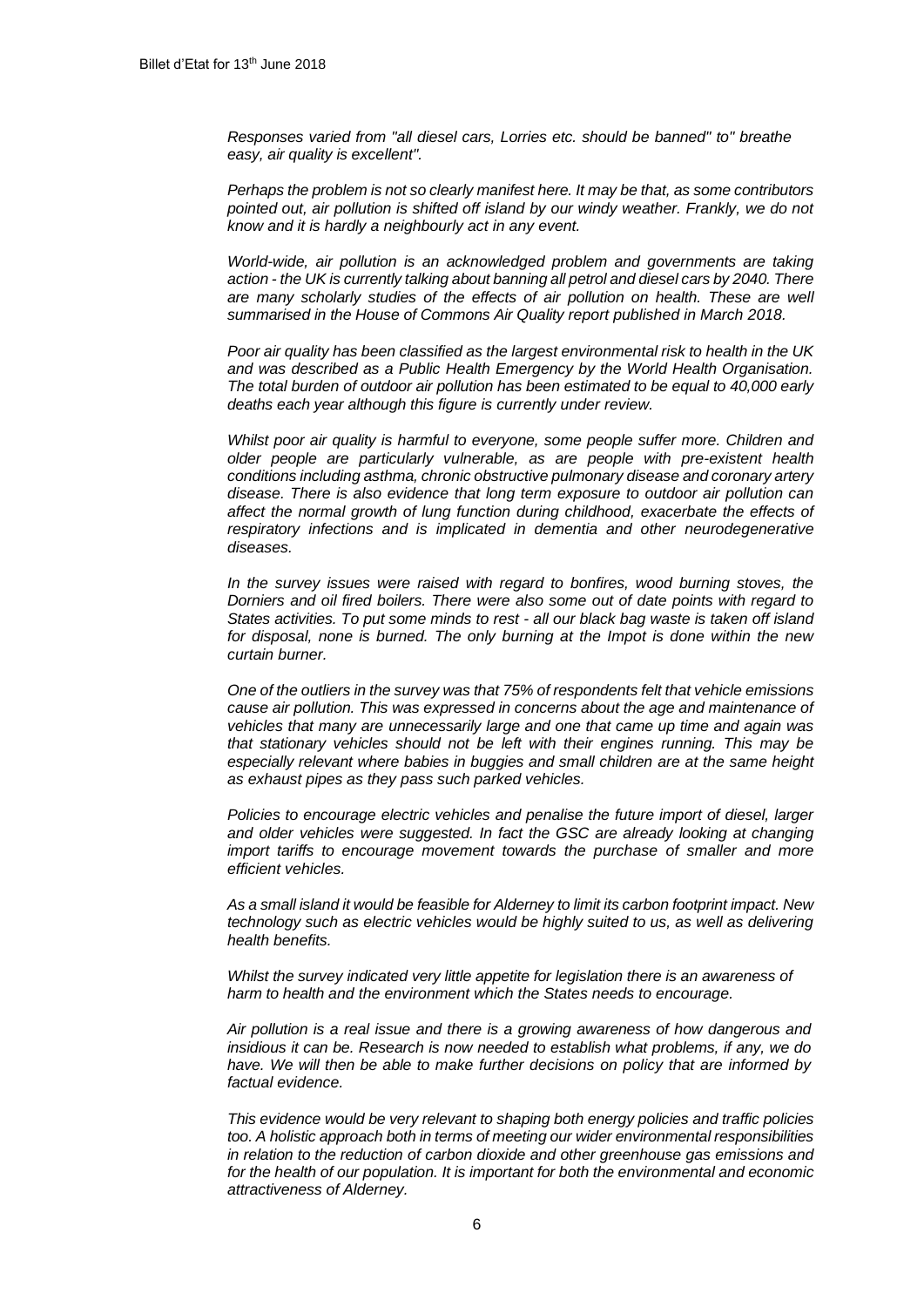*Responses varied from "all diesel cars, Lorries etc. should be banned" to" breathe easy, air quality is excellent".*

*Perhaps the problem is not so clearly manifest here. It may be that, as some contributors pointed out, air pollution is shifted off island by our windy weather. Frankly, we do not know and it is hardly a neighbourly act in any event.*

*World-wide, air pollution is an acknowledged problem and governments are taking action - the UK is currently talking about banning all petrol and diesel cars by 2040. There are many scholarly studies of the effects of air pollution on health. These are well summarised in the House of Commons Air Quality report published in March 2018.*

*Poor air quality has been classified as the largest environmental risk to health in the UK and was described as a Public Health Emergency by the World Health Organisation. The total burden of outdoor air pollution has been estimated to be equal to 40,000 early deaths each year although this figure is currently under review.*

*Whilst poor air quality is harmful to everyone, some people suffer more. Children and older people are particularly vulnerable, as are people with pre-existent health conditions including asthma, chronic obstructive pulmonary disease and coronary artery disease. There is also evidence that long term exposure to outdoor air pollution can affect the normal growth of lung function during childhood, exacerbate the effects of respiratory infections and is implicated in dementia and other neurodegenerative diseases.*

*In the survey issues were raised with regard to bonfires, wood burning stoves, the Dorniers and oil fired boilers. There were also some out of date points with regard to States activities. To put some minds to rest - all our black bag waste is taken off island for disposal, none is burned. The only burning at the Impot is done within the new curtain burner.*

*One of the outliers in the survey was that 75% of respondents felt that vehicle emissions cause air pollution. This was expressed in concerns about the age and maintenance of vehicles that many are unnecessarily large and one that came up time and again was that stationary vehicles should not be left with their engines running. This may be especially relevant where babies in buggies and small children are at the same height as exhaust pipes as they pass such parked vehicles.*

*Policies to encourage electric vehicles and penalise the future import of diesel, larger and older vehicles were suggested. In fact the GSC are already looking at changing import tariffs to encourage movement towards the purchase of smaller and more efficient vehicles.*

*As a small island it would be feasible for Alderney to limit its carbon footprint impact. New technology such as electric vehicles would be highly suited to us, as well as delivering health benefits.*

*Whilst the survey indicated very little appetite for legislation there is an awareness of harm to health and the environment which the States needs to encourage.*

*Air pollution is a real issue and there is a growing awareness of how dangerous and insidious it can be. Research is now needed to establish what problems, if any, we do have. We will then be able to make further decisions on policy that are informed by factual evidence.*

*This evidence would be very relevant to shaping both energy policies and traffic policies too. A holistic approach both in terms of meeting our wider environmental responsibilities in relation to the reduction of carbon dioxide and other greenhouse gas emissions and for the health of our population. It is important for both the environmental and economic attractiveness of Alderney.*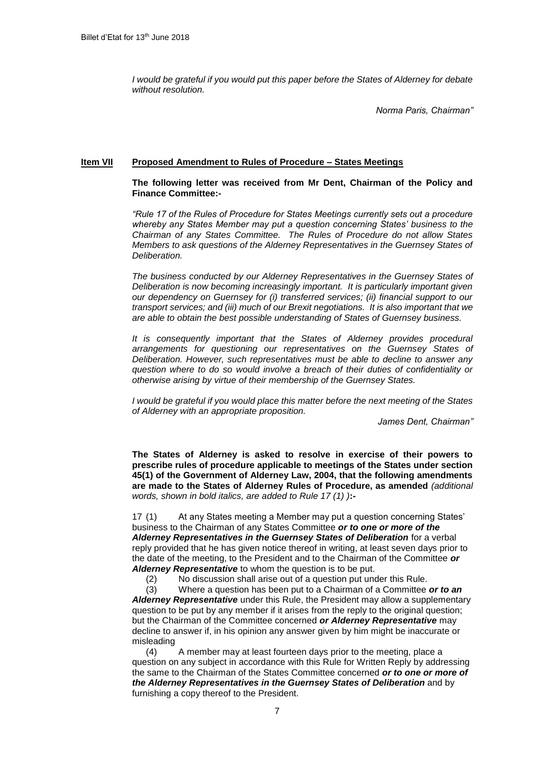*I would be grateful if you would put this paper before the States of Alderney for debate without resolution.*

*Norma Paris, Chairman"*

## Item VII Proposed Amendment to Rules of Procedure – States Meetings

**The following letter was received from Mr Dent, Chairman of the Policy and Finance Committee:-**

*"Rule 17 of the Rules of Procedure for States Meetings currently sets out a procedure whereby any States Member may put a question concerning States' business to the Chairman of any States Committee. The Rules of Procedure do not allow States Members to ask questions of the Alderney Representatives in the Guernsey States of Deliberation.*

*The business conducted by our Alderney Representatives in the Guernsey States of Deliberation is now becoming increasingly important. It is particularly important given our dependency on Guernsey for (i) transferred services; (ii) financial support to our transport services; and (iii) much of our Brexit negotiations. It is also important that we are able to obtain the best possible understanding of States of Guernsey business.*

*It is consequently important that the States of Alderney provides procedural arrangements for questioning our representatives on the Guernsey States of Deliberation. However, such representatives must be able to decline to answer any question where to do so would involve a breach of their duties of confidentiality or otherwise arising by virtue of their membership of the Guernsey States.*

*I would be grateful if you would place this matter before the next meeting of the States of Alderney with an appropriate proposition.*

*James Dent, Chairman"*

**The States of Alderney is asked to resolve in exercise of their powers to prescribe rules of procedure applicable to meetings of the States under section 45(1) of the Government of Alderney Law, 2004, that the following amendments are made to the States of Alderney Rules of Procedure, as amended** *(additional words, shown in bold italics, are added to Rule 17 (1) )***:-**

17 (1) At any States meeting a Member may put a question concerning States' business to the Chairman of any States Committee ***or to one or more of the Alderney Representatives in the Guernsey States of Deliberation*** for a verbal reply provided that he has given notice thereof in writing, at least seven days prior to the date of the meeting, to the President and to the Chairman of the Committee ***or Alderney Representative*** to whom the question is to be put.

(2) No discussion shall arise out of a question put under this Rule.

(3) Where a question has been put to a Chairman of a Committee ***or to an Alderney Representative*** under this Rule, the President may allow a supplementary question to be put by any member if it arises from the reply to the original question; but the Chairman of the Committee concerned ***or Alderney Representative*** may decline to answer if, in his opinion any answer given by him might be inaccurate or misleading

(4) A member may at least fourteen days prior to the meeting, place a question on any subject in accordance with this Rule for Written Reply by addressing the same to the Chairman of the States Committee concerned ***or to one or more of the Alderney Representatives in the Guernsey States of Deliberation*** and by furnishing a copy thereof to the President.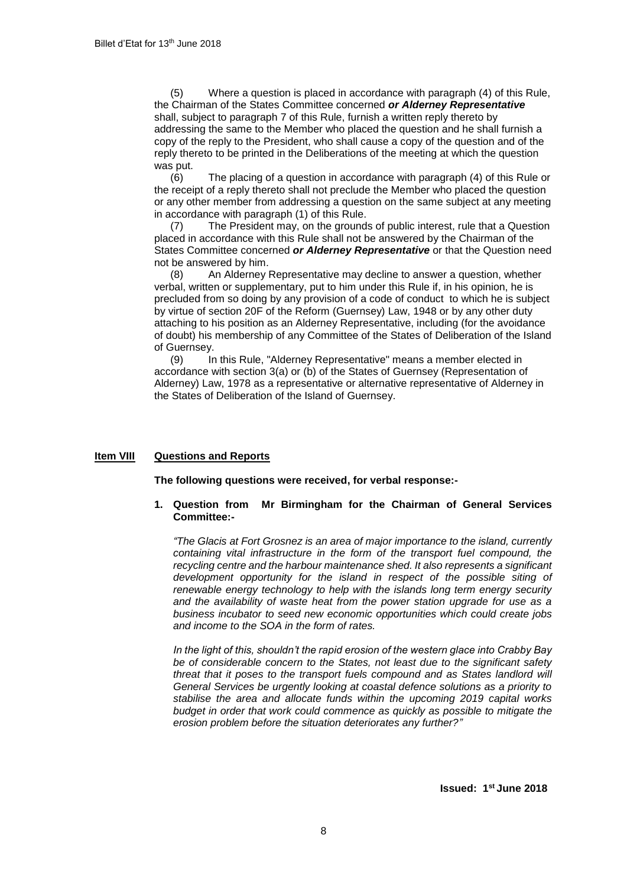(5) Where a question is placed in accordance with paragraph (4) of this Rule, the Chairman of the States Committee concerned ***or Alderney Representative*** shall, subject to paragraph 7 of this Rule, furnish a written reply thereto by addressing the same to the Member who placed the question and he shall furnish a copy of the reply to the President, who shall cause a copy of the question and of the reply thereto to be printed in the Deliberations of the meeting at which the question was put.

(6) The placing of a question in accordance with paragraph (4) of this Rule or the receipt of a reply thereto shall not preclude the Member who placed the question or any other member from addressing a question on the same subject at any meeting in accordance with paragraph (1) of this Rule.

(7) The President may, on the grounds of public interest, rule that a Question placed in accordance with this Rule shall not be answered by the Chairman of the States Committee concerned ***or Alderney Representative*** or that the Question need not be answered by him.

(8) An Alderney Representative may decline to answer a question, whether verbal, written or supplementary, put to him under this Rule if, in his opinion, he is precluded from so doing by any provision of a code of conduct to which he is subject by virtue of section 20F of the Reform (Guernsey) Law, 1948 or by any other duty attaching to his position as an Alderney Representative, including (for the avoidance of doubt) his membership of any Committee of the States of Deliberation of the Island of Guernsey.

(9) In this Rule, "Alderney Representative" means a member elected in accordance with section 3(a) or (b) of the States of Guernsey (Representation of Alderney) Law, 1978 as a representative or alternative representative of Alderney in the States of Deliberation of the Island of Guernsey.

## Item VIII Questions and Reports

**The following questions were received, for verbal response:-**

**1. Question from Mr Birmingham for the Chairman of General Services Committee:-**

*"The Glacis at Fort Grosnez is an area of major importance to the island, currently containing vital infrastructure in the form of the transport fuel compound, the recycling centre and the harbour maintenance shed. It also represents a significant development opportunity for the island in respect of the possible siting of renewable energy technology to help with the islands long term energy security and the availability of waste heat from the power station upgrade for use as a business incubator to seed new economic opportunities which could create jobs and income to the SOA in the form of rates.*

*In the light of this, shouldn't the rapid erosion of the western glace into Crabby Bay be of considerable concern to the States, not least due to the significant safety threat that it poses to the transport fuels compound and as States landlord will General Services be urgently looking at coastal defence solutions as a priority to stabilise the area and allocate funds within the upcoming 2019 capital works budget in order that work could commence as quickly as possible to mitigate the erosion problem before the situation deteriorates any further?"*

**Issued: 1st June 2018**